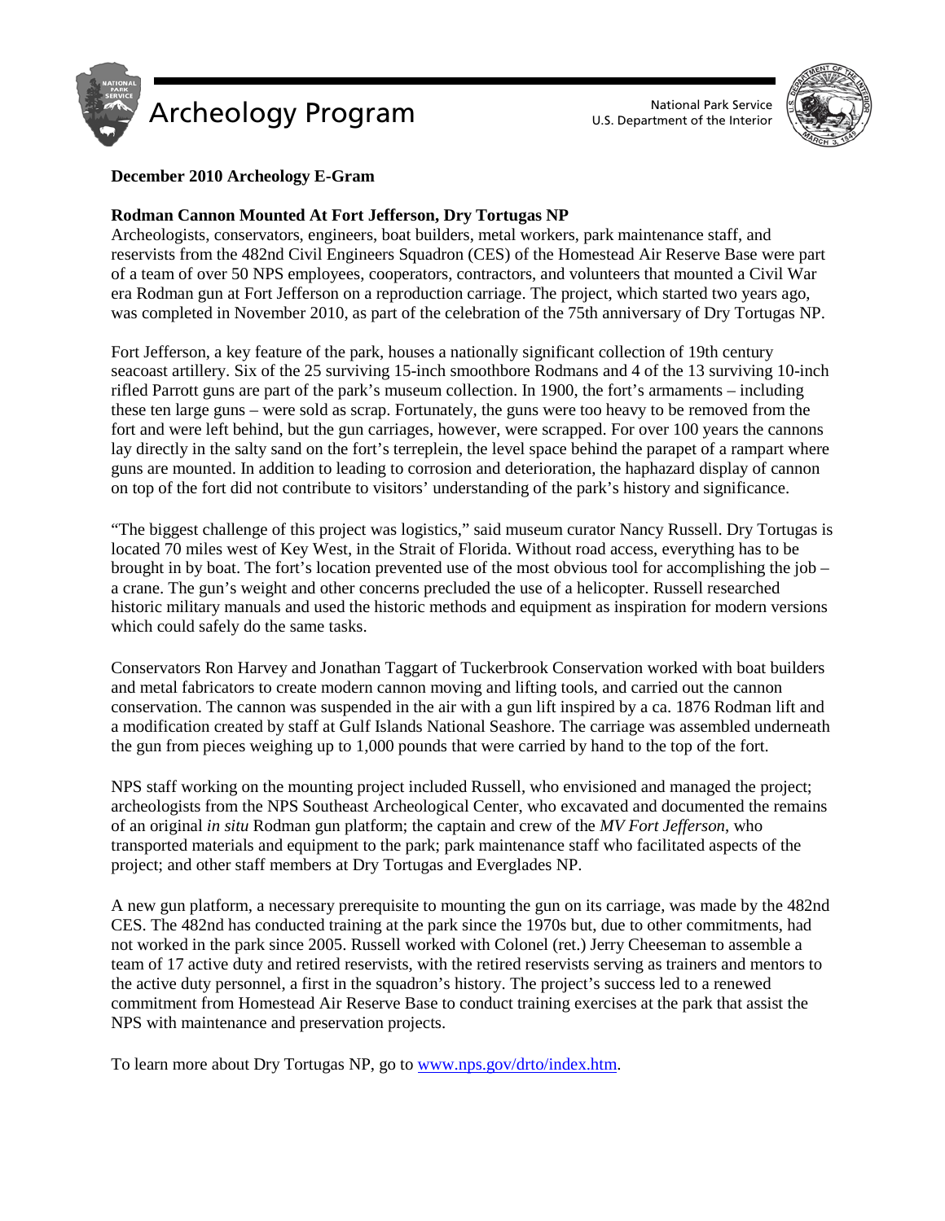# Archeology Program

National Park Service
U.S. Department of the Interior

**December 2010 Archeology E-Gram**

## Rodman Cannon Mounted At Fort Jefferson, Dry Tortugas NP

Archeologists, conservators, engineers, boat builders, metal workers, park maintenance staff, and reservists from the 482nd Civil Engineers Squadron (CES) of the Homestead Air Reserve Base were part of a team of over 50 NPS employees, cooperators, contractors, and volunteers that mounted a Civil War era Rodman gun at Fort Jefferson on a reproduction carriage. The project, which started two years ago, was completed in November 2010, as part of the celebration of the 75th anniversary of Dry Tortugas NP.

Fort Jefferson, a key feature of the park, houses a nationally significant collection of 19th century seacoast artillery. Six of the 25 surviving 15-inch smoothbore Rodmans and 4 of the 13 surviving 10-inch rifled Parrott guns are part of the park's museum collection. In 1900, the fort's armaments – including these ten large guns – were sold as scrap. Fortunately, the guns were too heavy to be removed from the fort and were left behind, but the gun carriages, however, were scrapped. For over 100 years the cannons lay directly in the salty sand on the fort's terreplein, the level space behind the parapet of a rampart where guns are mounted. In addition to leading to corrosion and deterioration, the haphazard display of cannon on top of the fort did not contribute to visitors' understanding of the park's history and significance.

"The biggest challenge of this project was logistics," said museum curator Nancy Russell. Dry Tortugas is located 70 miles west of Key West, in the Strait of Florida. Without road access, everything has to be brought in by boat. The fort's location prevented use of the most obvious tool for accomplishing the job – a crane. The gun's weight and other concerns precluded the use of a helicopter. Russell researched historic military manuals and used the historic methods and equipment as inspiration for modern versions which could safely do the same tasks.

Conservators Ron Harvey and Jonathan Taggart of Tuckerbrook Conservation worked with boat builders and metal fabricators to create modern cannon moving and lifting tools, and carried out the cannon conservation. The cannon was suspended in the air with a gun lift inspired by a ca. 1876 Rodman lift and a modification created by staff at Gulf Islands National Seashore. The carriage was assembled underneath the gun from pieces weighing up to 1,000 pounds that were carried by hand to the top of the fort.

NPS staff working on the mounting project included Russell, who envisioned and managed the project; archeologists from the NPS Southeast Archeological Center, who excavated and documented the remains of an original *in situ* Rodman gun platform; the captain and crew of the *MV Fort Jefferson*, who transported materials and equipment to the park; park maintenance staff who facilitated aspects of the project; and other staff members at Dry Tortugas and Everglades NP.

A new gun platform, a necessary prerequisite to mounting the gun on its carriage, was made by the 482nd CES. The 482nd has conducted training at the park since the 1970s but, due to other commitments, had not worked in the park since 2005. Russell worked with Colonel (ret.) Jerry Cheeseman to assemble a team of 17 active duty and retired reservists, with the retired reservists serving as trainers and mentors to the active duty personnel, a first in the squadron's history. The project's success led to a renewed commitment from Homestead Air Reserve Base to conduct training exercises at the park that assist the NPS with maintenance and preservation projects.

To learn more about Dry Tortugas NP, go to www.nps.gov/drto/index.htm.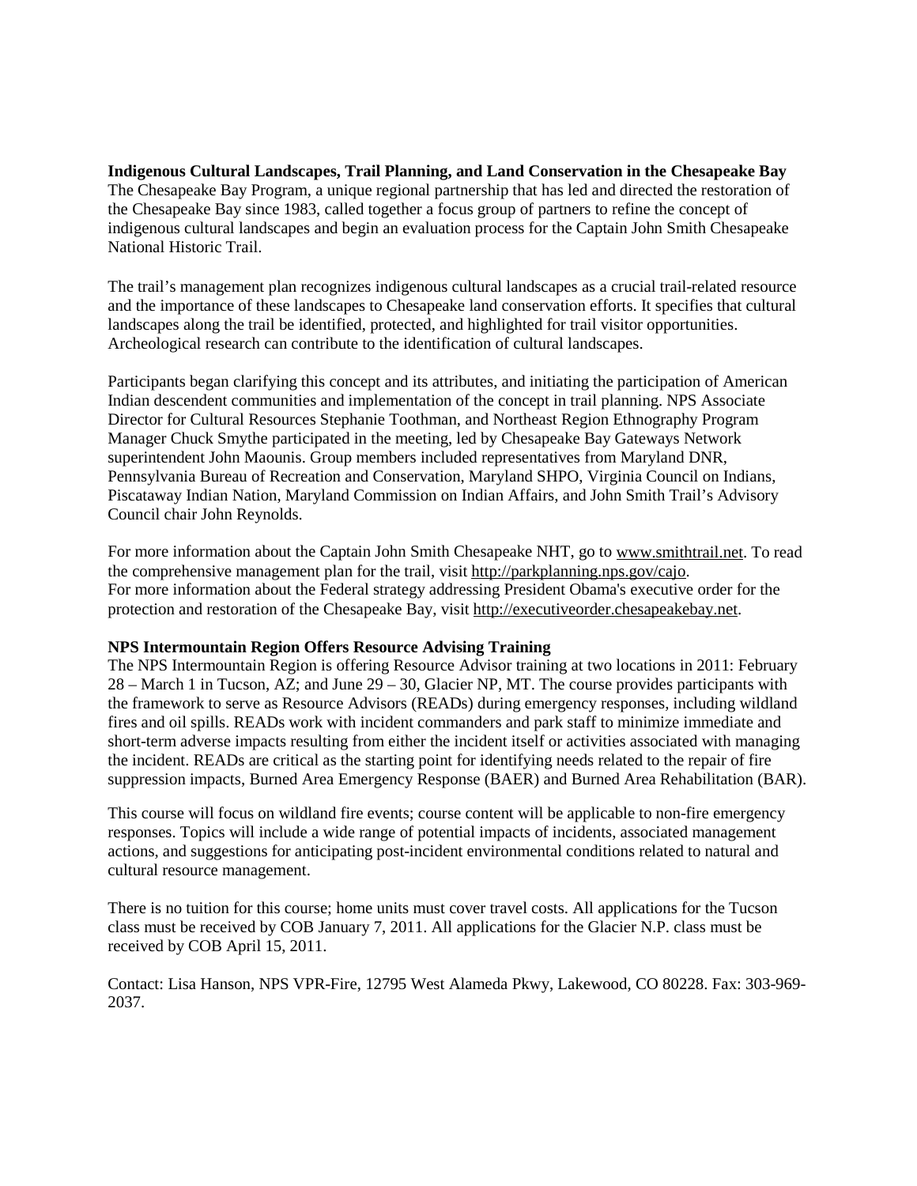**Indigenous Cultural Landscapes, Trail Planning, and Land Conservation in the Chesapeake Bay**
The Chesapeake Bay Program, a unique regional partnership that has led and directed the restoration of the Chesapeake Bay since 1983, called together a focus group of partners to refine the concept of indigenous cultural landscapes and begin an evaluation process for the Captain John Smith Chesapeake National Historic Trail.

The trail's management plan recognizes indigenous cultural landscapes as a crucial trail-related resource and the importance of these landscapes to Chesapeake land conservation efforts. It specifies that cultural landscapes along the trail be identified, protected, and highlighted for trail visitor opportunities. Archeological research can contribute to the identification of cultural landscapes.

Participants began clarifying this concept and its attributes, and initiating the participation of American Indian descendent communities and implementation of the concept in trail planning. NPS Associate Director for Cultural Resources Stephanie Toothman, and Northeast Region Ethnography Program Manager Chuck Smythe participated in the meeting, led by Chesapeake Bay Gateways Network superintendent John Maounis. Group members included representatives from Maryland DNR, Pennsylvania Bureau of Recreation and Conservation, Maryland SHPO, Virginia Council on Indians, Piscataway Indian Nation, Maryland Commission on Indian Affairs, and John Smith Trail's Advisory Council chair John Reynolds.

For more information about the Captain John Smith Chesapeake NHT, go to www.smithtrail.net. To read the comprehensive management plan for the trail, visit http://parkplanning.nps.gov/cajo.
For more information about the Federal strategy addressing President Obama's executive order for the protection and restoration of the Chesapeake Bay, visit http://executiveorder.chesapeakebay.net.

**NPS Intermountain Region Offers Resource Advising Training**
The NPS Intermountain Region is offering Resource Advisor training at two locations in 2011: February 28 – March 1 in Tucson, AZ; and June 29 – 30, Glacier NP, MT. The course provides participants with the framework to serve as Resource Advisors (READs) during emergency responses, including wildland fires and oil spills. READs work with incident commanders and park staff to minimize immediate and short-term adverse impacts resulting from either the incident itself or activities associated with managing the incident. READs are critical as the starting point for identifying needs related to the repair of fire suppression impacts, Burned Area Emergency Response (BAER) and Burned Area Rehabilitation (BAR).

This course will focus on wildland fire events; course content will be applicable to non-fire emergency responses. Topics will include a wide range of potential impacts of incidents, associated management actions, and suggestions for anticipating post-incident environmental conditions related to natural and cultural resource management.

There is no tuition for this course; home units must cover travel costs. All applications for the Tucson class must be received by COB January 7, 2011. All applications for the Glacier N.P. class must be received by COB April 15, 2011.

Contact: Lisa Hanson, NPS VPR-Fire, 12795 West Alameda Pkwy, Lakewood, CO 80228. Fax: 303-969-2037.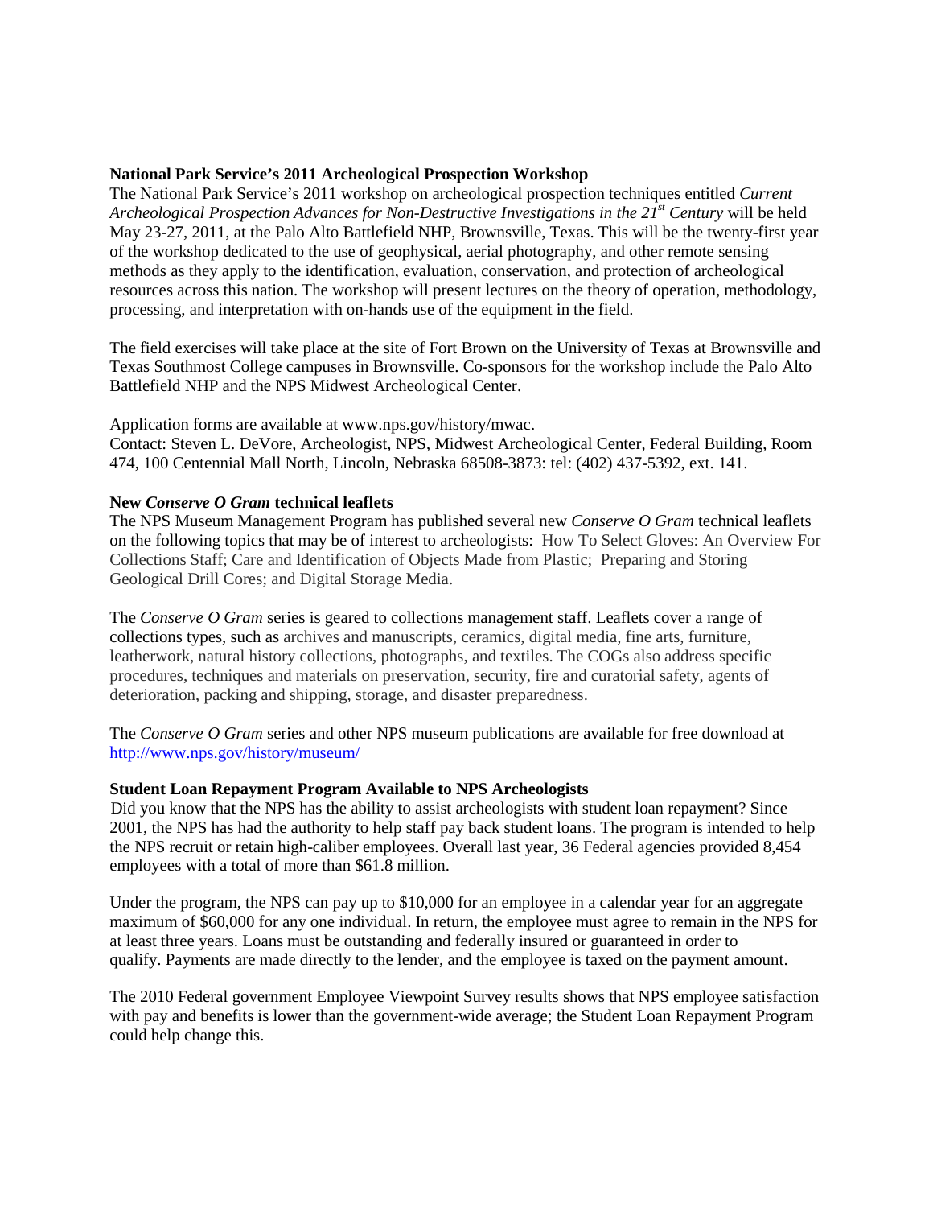### National Park Service's 2011 Archeological Prospection Workshop

The National Park Service's 2011 workshop on archeological prospection techniques entitled *Current Archeological Prospection Advances for Non-Destructive Investigations in the 21st Century* will be held May 23-27, 2011, at the Palo Alto Battlefield NHP, Brownsville, Texas. This will be the twenty-first year of the workshop dedicated to the use of geophysical, aerial photography, and other remote sensing methods as they apply to the identification, evaluation, conservation, and protection of archeological resources across this nation. The workshop will present lectures on the theory of operation, methodology, processing, and interpretation with on-hands use of the equipment in the field.

The field exercises will take place at the site of Fort Brown on the University of Texas at Brownsville and Texas Southmost College campuses in Brownsville. Co-sponsors for the workshop include the Palo Alto Battlefield NHP and the NPS Midwest Archeological Center.

Application forms are available at www.nps.gov/history/mwac.
Contact: Steven L. DeVore, Archeologist, NPS, Midwest Archeological Center, Federal Building, Room 474, 100 Centennial Mall North, Lincoln, Nebraska 68508-3873: tel: (402) 437-5392, ext. 141.

### New *Conserve O Gram* technical leaflets

The NPS Museum Management Program has published several new *Conserve O Gram* technical leaflets on the following topics that may be of interest to archeologists: How To Select Gloves: An Overview For Collections Staff; Care and Identification of Objects Made from Plastic; Preparing and Storing Geological Drill Cores; and Digital Storage Media.

The *Conserve O Gram* series is geared to collections management staff. Leaflets cover a range of collections types, such as archives and manuscripts, ceramics, digital media, fine arts, furniture, leatherwork, natural history collections, photographs, and textiles. The COGs also address specific procedures, techniques and materials on preservation, security, fire and curatorial safety, agents of deterioration, packing and shipping, storage, and disaster preparedness.

The *Conserve O Gram* series and other NPS museum publications are available for free download at http://www.nps.gov/history/museum/

### Student Loan Repayment Program Available to NPS Archeologists

Did you know that the NPS has the ability to assist archeologists with student loan repayment? Since 2001, the NPS has had the authority to help staff pay back student loans. The program is intended to help the NPS recruit or retain high-caliber employees. Overall last year, 36 Federal agencies provided 8,454 employees with a total of more than $61.8 million.

Under the program, the NPS can pay up to $10,000 for an employee in a calendar year for an aggregate maximum of $60,000 for any one individual. In return, the employee must agree to remain in the NPS for at least three years. Loans must be outstanding and federally insured or guaranteed in order to qualify. Payments are made directly to the lender, and the employee is taxed on the payment amount.

The 2010 Federal government Employee Viewpoint Survey results shows that NPS employee satisfaction with pay and benefits is lower than the government-wide average; the Student Loan Repayment Program could help change this.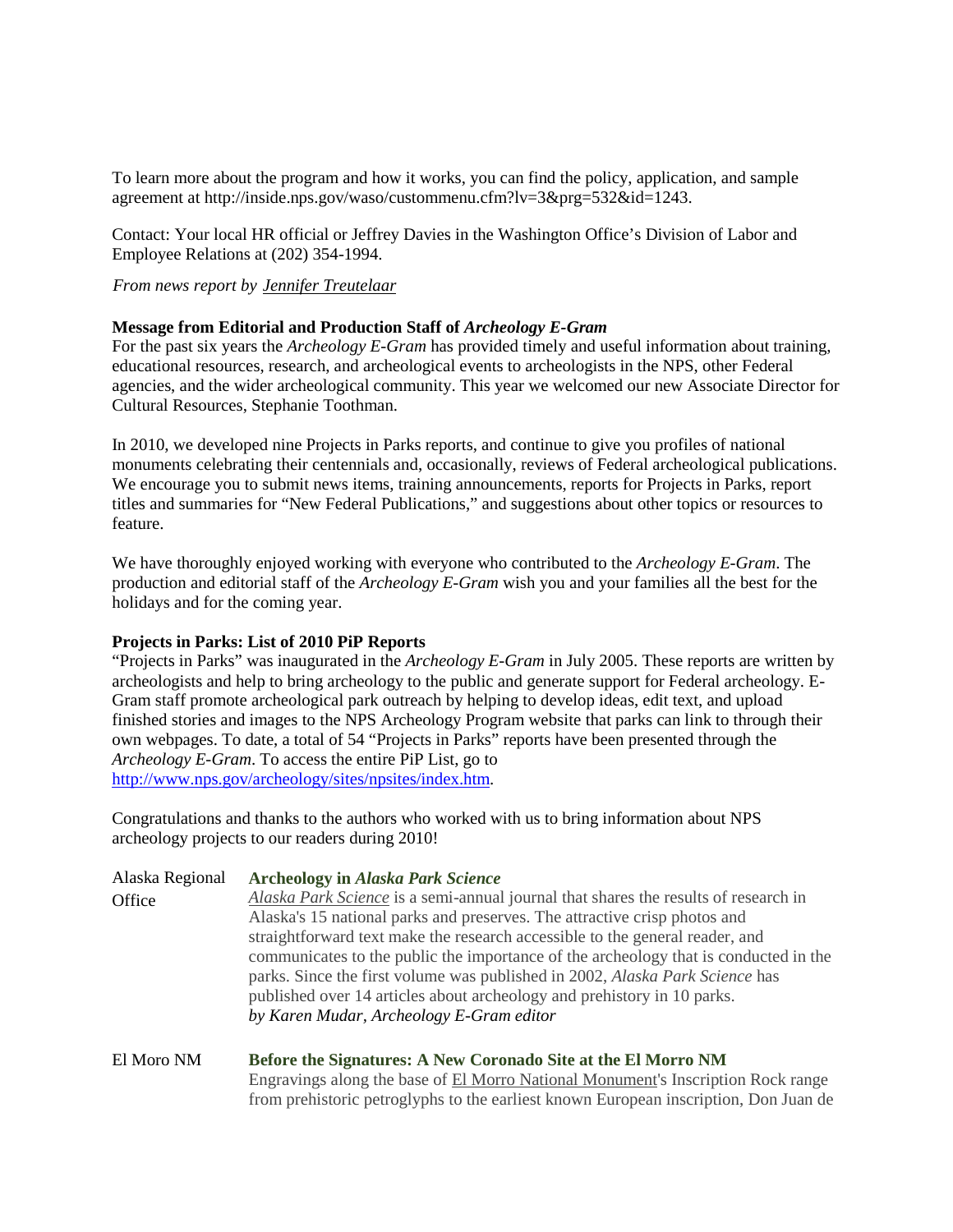To learn more about the program and how it works, you can find the policy, application, and sample agreement at http://inside.nps.gov/waso/custommenu.cfm?lv=3&prg=532&id=1243.

Contact: Your local HR official or Jeffrey Davies in the Washington Office's Division of Labor and Employee Relations at (202) 354-1994.

*From news report by Jennifer Treutelaar*

**Message from Editorial and Production Staff of *Archeology E-Gram***

For the past six years the *Archeology E-Gram* has provided timely and useful information about training, educational resources, research, and archeological events to archeologists in the NPS, other Federal agencies, and the wider archeological community. This year we welcomed our new Associate Director for Cultural Resources, Stephanie Toothman.

In 2010, we developed nine Projects in Parks reports, and continue to give you profiles of national monuments celebrating their centennials and, occasionally, reviews of Federal archeological publications. We encourage you to submit news items, training announcements, reports for Projects in Parks, report titles and summaries for "New Federal Publications," and suggestions about other topics or resources to feature.

We have thoroughly enjoyed working with everyone who contributed to the *Archeology E-Gram*. The production and editorial staff of the *Archeology E-Gram* wish you and your families all the best for the holidays and for the coming year.

**Projects in Parks: List of 2010 PiP Reports**

"Projects in Parks" was inaugurated in the *Archeology E-Gram* in July 2005. These reports are written by archeologists and help to bring archeology to the public and generate support for Federal archeology. E-Gram staff promote archeological park outreach by helping to develop ideas, edit text, and upload finished stories and images to the NPS Archeology Program website that parks can link to through their own webpages. To date, a total of 54 "Projects in Parks" reports have been presented through the *Archeology E-Gram*. To access the entire PiP List, go to http://www.nps.gov/archeology/sites/npsites/index.htm.

Congratulations and thanks to the authors who worked with us to bring information about NPS archeology projects to our readers during 2010!

| | |
|---|---|
| Alaska Regional Office | **Archeology in *Alaska Park Science***<br>*Alaska Park Science* is a semi-annual journal that shares the results of research in Alaska's 15 national parks and preserves. The attractive crisp photos and straightforward text make the research accessible to the general reader, and communicates to the public the importance of the archeology that is conducted in the parks. Since the first volume was published in 2002, *Alaska Park Science* has published over 14 articles about archeology and prehistory in 10 parks.<br>*by Karen Mudar, Archeology E-Gram editor* |
| El Moro NM | **Before the Signatures: A New Coronado Site at the El Morro NM**<br>Engravings along the base of El Morro National Monument's Inscription Rock range from prehistoric petroglyphs to the earliest known European inscription, Don Juan de |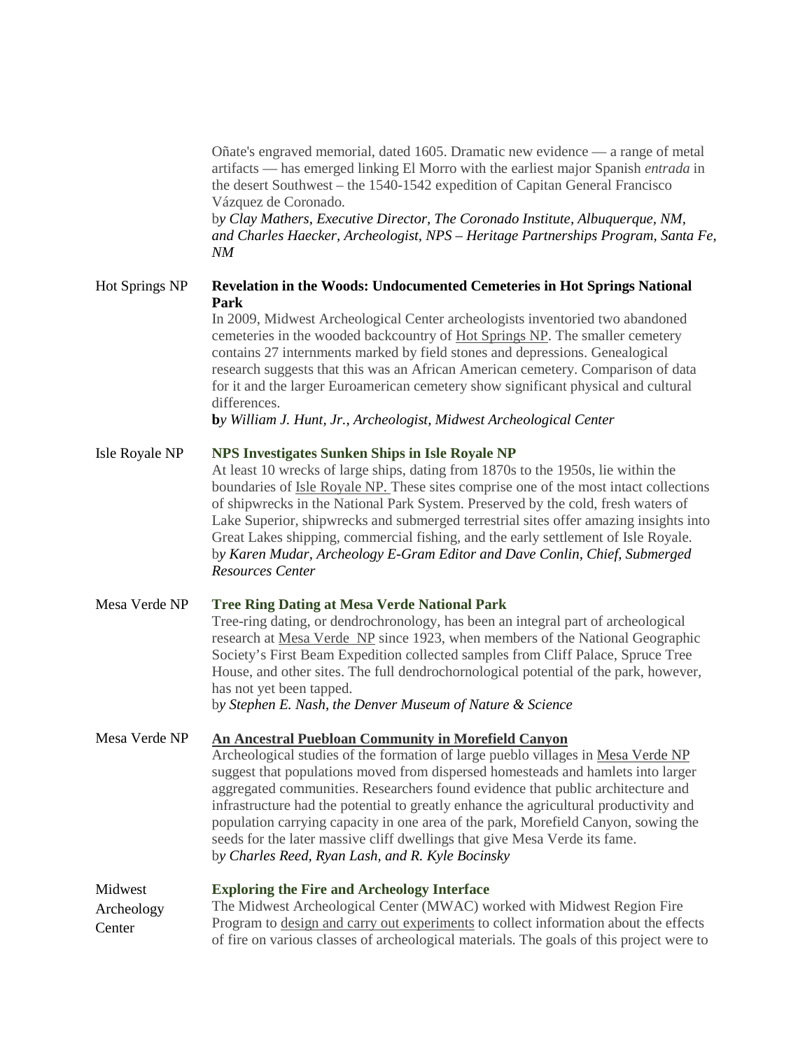Oñate's engraved memorial, dated 1605. Dramatic new evidence — a range of metal artifacts — has emerged linking El Morro with the earliest major Spanish *entrada* in the desert Southwest – the 1540-1542 expedition of Capitan General Francisco Vázquez de Coronado.
b*y Clay Mathers, Executive Director, The Coronado Institute, Albuquerque, NM, and Charles Haecker, Archeologist, NPS – Heritage Partnerships Program, Santa Fe, NM*

| | |
|---|---|
| Hot Springs NP | **Revelation in the Woods: Undocumented Cemeteries in Hot Springs National Park**<br>In 2009, Midwest Archeological Center archeologists inventoried two abandoned cemeteries in the wooded backcountry of Hot Springs NP. The smaller cemetery contains 27 internments marked by field stones and depressions. Genealogical research suggests that this was an African American cemetery. Comparison of data for it and the larger Euroamerican cemetery show significant physical and cultural differences.<br>**b***y William J. Hunt, Jr., Archeologist, Midwest Archeological Center* |
| Isle Royale NP | **NPS Investigates Sunken Ships in Isle Royale NP**<br>At least 10 wrecks of large ships, dating from 1870s to the 1950s, lie within the boundaries of Isle Royale NP. These sites comprise one of the most intact collections of shipwrecks in the National Park System. Preserved by the cold, fresh waters of Lake Superior, shipwrecks and submerged terrestrial sites offer amazing insights into Great Lakes shipping, commercial fishing, and the early settlement of Isle Royale.<br>b*y Karen Mudar, Archeology E-Gram Editor and Dave Conlin, Chief, Submerged Resources Center* |
| Mesa Verde NP | **Tree Ring Dating at Mesa Verde National Park**<br>Tree-ring dating, or dendrochronology, has been an integral part of archeological research at Mesa Verde NP since 1923, when members of the National Geographic Society's First Beam Expedition collected samples from Cliff Palace, Spruce Tree House, and other sites. The full dendrochornological potential of the park, however, has not yet been tapped.<br>b*y Stephen E. Nash, the Denver Museum of Nature & Science* |
| Mesa Verde NP | **An Ancestral Puebloan Community in Morefield Canyon**<br>Archeological studies of the formation of large pueblo villages in Mesa Verde NP suggest that populations moved from dispersed homesteads and hamlets into larger aggregated communities. Researchers found evidence that public architecture and infrastructure had the potential to greatly enhance the agricultural productivity and population carrying capacity in one area of the park, Morefield Canyon, sowing the seeds for the later massive cliff dwellings that give Mesa Verde its fame.<br>b*y Charles Reed, Ryan Lash, and R. Kyle Bocinsky* |
| Midwest Archeology Center | **Exploring the Fire and Archeology Interface**<br>The Midwest Archeological Center (MWAC) worked with Midwest Region Fire Program to design and carry out experiments to collect information about the effects of fire on various classes of archeological materials. The goals of this project were to |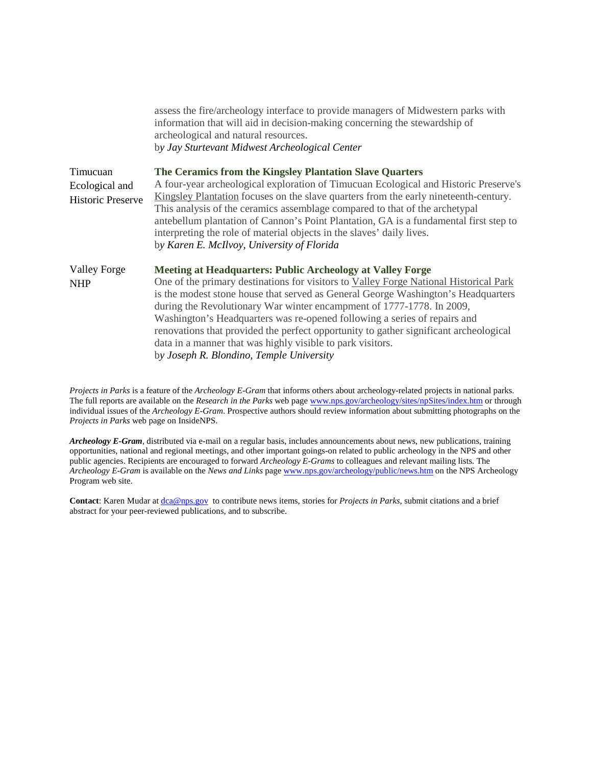assess the fire/archeology interface to provide managers of Midwestern parks with information that will aid in decision-making concerning the stewardship of archeological and natural resources.
b*y Jay Sturtevant Midwest Archeological Center*

Timucuan Ecological and Historic Preserve

**The Ceramics from the Kingsley Plantation Slave Quarters**

A four-year archeological exploration of Timucuan Ecological and Historic Preserve's Kingsley Plantation focuses on the slave quarters from the early nineteenth-century. This analysis of the ceramics assemblage compared to that of the archetypal antebellum plantation of Cannon's Point Plantation, GA is a fundamental first step to interpreting the role of material objects in the slaves' daily lives.
b*y Karen E. McIlvoy, University of Florida*

Valley Forge NHP

**Meeting at Headquarters: Public Archeology at Valley Forge**

One of the primary destinations for visitors to Valley Forge National Historical Park is the modest stone house that served as General George Washington's Headquarters during the Revolutionary War winter encampment of 1777-1778. In 2009, Washington's Headquarters was re-opened following a series of repairs and renovations that provided the perfect opportunity to gather significant archeological data in a manner that was highly visible to park visitors.
b*y Joseph R. Blondino, Temple University*

*Projects in Parks* is a feature of the *Archeology E-Gram* that informs others about archeology-related projects in national parks. The full reports are available on the *Research in the Parks* web page www.nps.gov/archeology/sites/npSites/index.htm or through individual issues of the *Archeology E-Gram*. Prospective authors should review information about submitting photographs on the *Projects in Parks* web page on InsideNPS.

***Archeology E-Gram***, distributed via e-mail on a regular basis, includes announcements about news, new publications, training opportunities, national and regional meetings, and other important goings-on related to public archeology in the NPS and other public agencies. Recipients are encouraged to forward *Archeology E-Grams* to colleagues and relevant mailing lists. The *Archeology E-Gram* is available on the *News and Links* page www.nps.gov/archeology/public/news.htm on the NPS Archeology Program web site.

**Contact**: Karen Mudar at dca@nps.gov to contribute news items, stories for *Projects in Parks*, submit citations and a brief abstract for your peer-reviewed publications, and to subscribe.